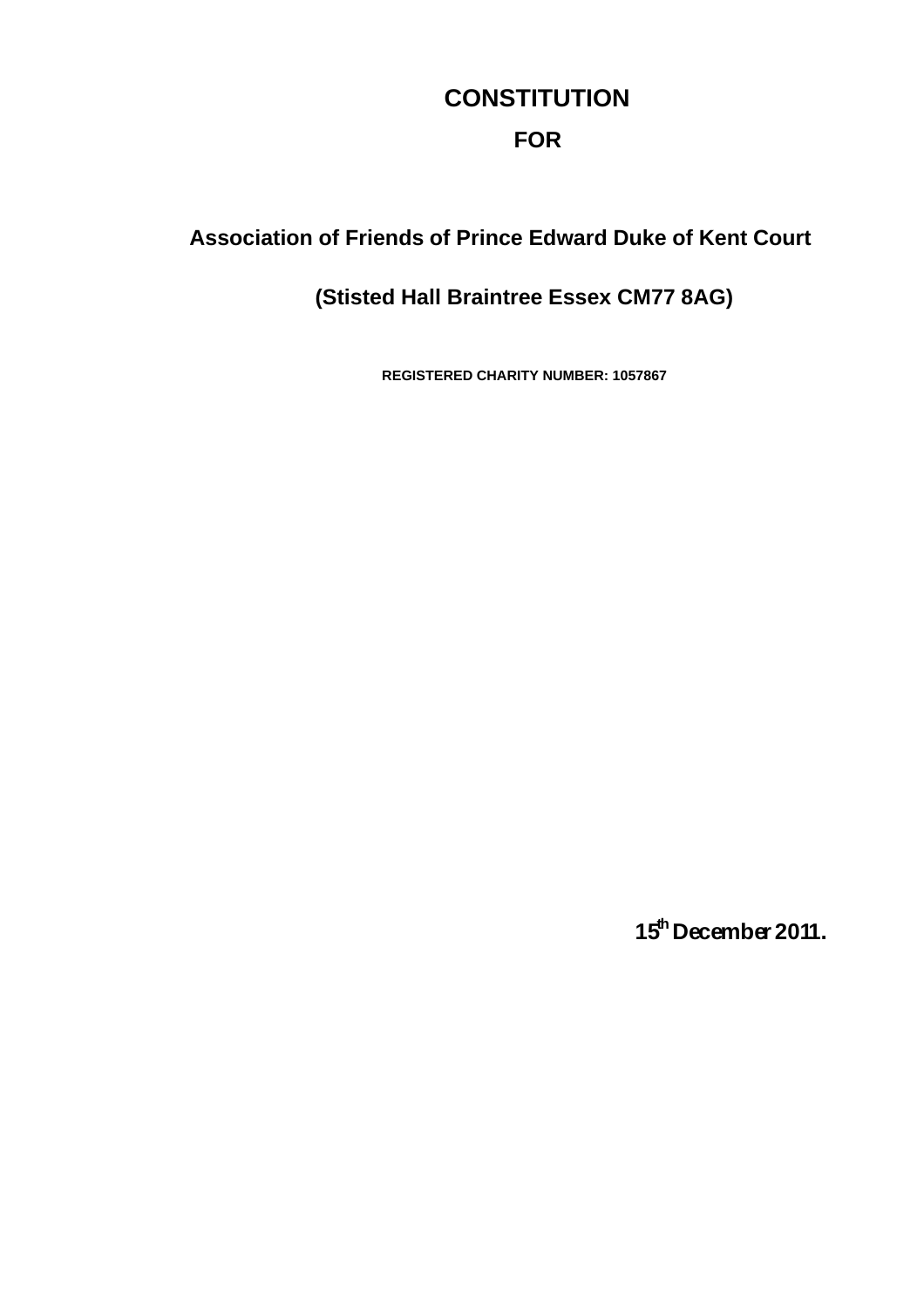# CONSTITUTION

## FOR

## Association of Friends of Prince Edward Duke of Kent Court

## (Stisted Hall Braintree Essex CM77 8AG)

**REGISTERED CHARITY NUMBER: 1057867**

**15th December 2011.**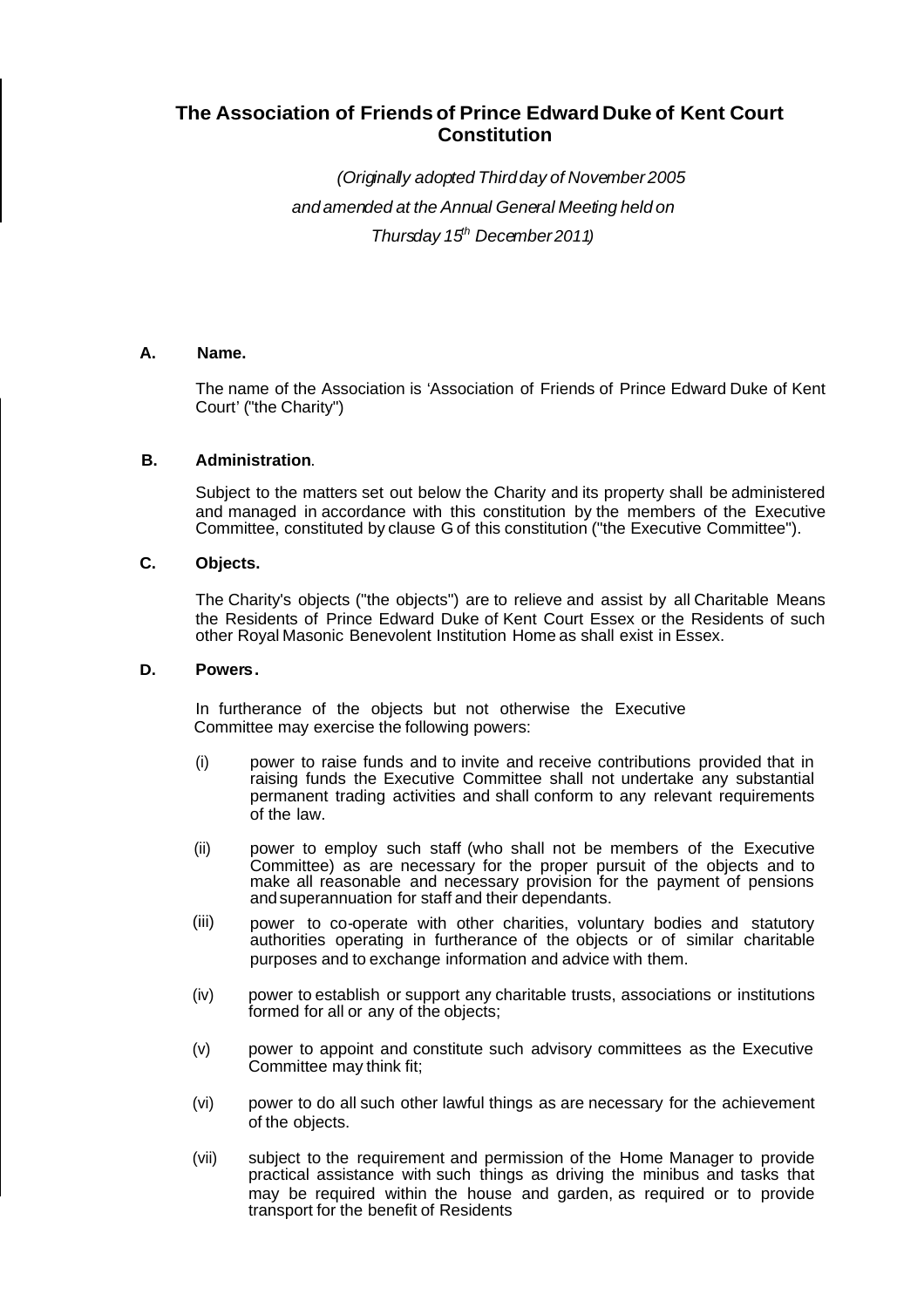# The Association of Friends of Prince Edward Duke of Kent Court Constitution

*(Originally adopted Third day of November 2005*
*and amended at the Annual General Meeting held on*
*Thursday 15th December 2011)*

**A. Name.**

The name of the Association is 'Association of Friends of Prince Edward Duke of Kent Court' ("the Charity")

**B. Administration.**

Subject to the matters set out below the Charity and its property shall be administered and managed in accordance with this constitution by the members of the Executive Committee, constituted by clause G of this constitution ("the Executive Committee").

**C. Objects.**

The Charity's objects ("the objects") are to relieve and assist by all Charitable Means the Residents of Prince Edward Duke of Kent Court Essex or the Residents of such other Royal Masonic Benevolent Institution Home as shall exist in Essex.

**D. Powers.**

In furtherance of the objects but not otherwise the Executive Committee may exercise the following powers:

(i) power to raise funds and to invite and receive contributions provided that in raising funds the Executive Committee shall not undertake any substantial permanent trading activities and shall conform to any relevant requirements of the law.

(ii) power to employ such staff (who shall not be members of the Executive Committee) as are necessary for the proper pursuit of the objects and to make all reasonable and necessary provision for the payment of pensions and superannuation for staff and their dependants.

(iii) power to co-operate with other charities, voluntary bodies and statutory authorities operating in furtherance of the objects or of similar charitable purposes and to exchange information and advice with them.

(iv) power to establish or support any charitable trusts, associations or institutions formed for all or any of the objects;

(v) power to appoint and constitute such advisory committees as the Executive Committee may think fit;

(vi) power to do all such other lawful things as are necessary for the achievement of the objects.

(vii) subject to the requirement and permission of the Home Manager to provide practical assistance with such things as driving the minibus and tasks that may be required within the house and garden, as required or to provide transport for the benefit of Residents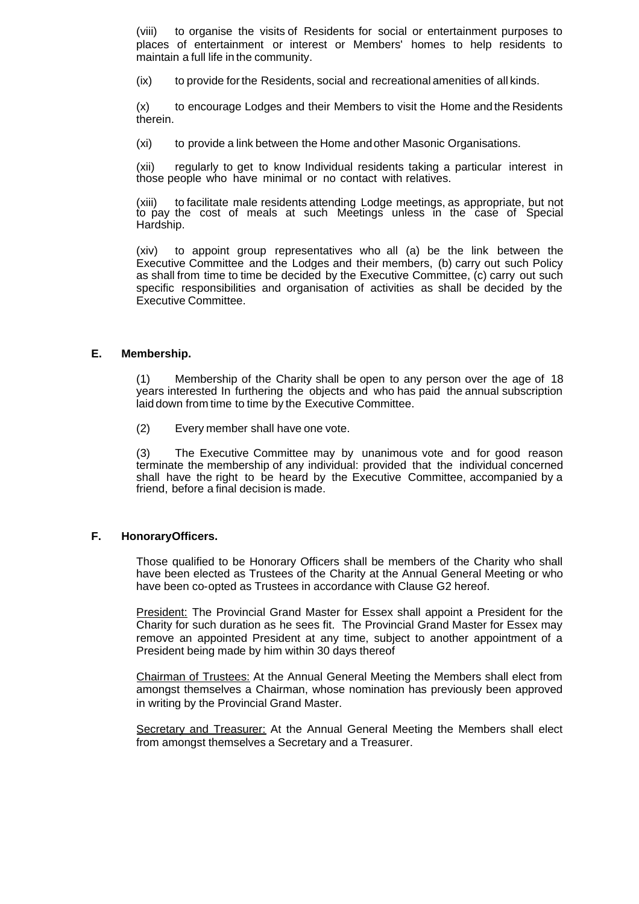(viii) to organise the visits of Residents for social or entertainment purposes to places of entertainment or interest or Members' homes to help residents to maintain a full life in the community.

(ix) to provide for the Residents, social and recreational amenities of all kinds.

(x) to encourage Lodges and their Members to visit the Home and the Residents therein.

(xi) to provide a link between the Home and other Masonic Organisations.

(xii) regularly to get to know Individual residents taking a particular interest in those people who have minimal or no contact with relatives.

(xiii) to facilitate male residents attending Lodge meetings, as appropriate, but not to pay the cost of meals at such Meetings unless in the case of Special Hardship.

(xiv) to appoint group representatives who all (a) be the link between the Executive Committee and the Lodges and their members, (b) carry out such Policy as shall from time to time be decided by the Executive Committee, (c) carry out such specific responsibilities and organisation of activities as shall be decided by the Executive Committee.

**E. Membership.**

(1) Membership of the Charity shall be open to any person over the age of 18 years interested In furthering the objects and who has paid the annual subscription laid down from time to time by the Executive Committee.

(2) Every member shall have one vote.

(3) The Executive Committee may by unanimous vote and for good reason terminate the membership of any individual: provided that the individual concerned shall have the right to be heard by the Executive Committee, accompanied by a friend, before a final decision is made.

**F. HonoraryOfficers.**

Those qualified to be Honorary Officers shall be members of the Charity who shall have been elected as Trustees of the Charity at the Annual General Meeting or who have been co-opted as Trustees in accordance with Clause G2 hereof.

<u>President:</u> The Provincial Grand Master for Essex shall appoint a President for the Charity for such duration as he sees fit. The Provincial Grand Master for Essex may remove an appointed President at any time, subject to another appointment of a President being made by him within 30 days thereof

<u>Chairman of Trustees:</u> At the Annual General Meeting the Members shall elect from amongst themselves a Chairman, whose nomination has previously been approved in writing by the Provincial Grand Master.

<u>Secretary and Treasurer:</u> At the Annual General Meeting the Members shall elect from amongst themselves a Secretary and a Treasurer.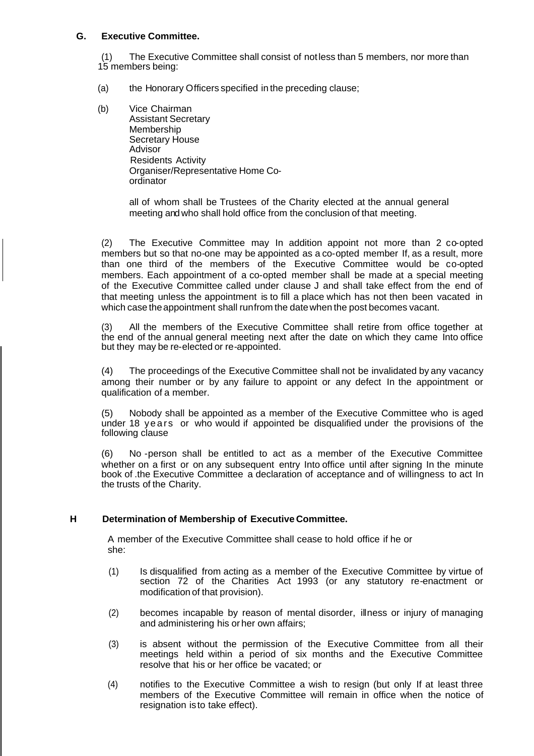## G. Executive Committee.

(1) The Executive Committee shall consist of not less than 5 members, nor more than 15 members being:

(a) the Honorary Officers specified in the preceding clause;

(b) Vice Chairman
Assistant Secretary
Membership
Secretary House
Advisor
Residents Activity
Organiser/Representative Home Co-ordinator

all of whom shall be Trustees of the Charity elected at the annual general meeting and who shall hold office from the conclusion of that meeting.

(2) The Executive Committee may In addition appoint not more than 2 co-opted members but so that no-one may be appointed as a co-opted member If, as a result, more than one third of the members of the Executive Committee would be co-opted members. Each appointment of a co-opted member shall be made at a special meeting of the Executive Committee called under clause J and shall take effect from the end of that meeting unless the appointment is to fill a place which has not then been vacated in which case the appointment shall run from the date when the post becomes vacant.

(3) All the members of the Executive Committee shall retire from office together at the end of the annual general meeting next after the date on which they came Into office but they may be re-elected or re-appointed.

(4) The proceedings of the Executive Committee shall not be invalidated by any vacancy among their number or by any failure to appoint or any defect In the appointment or qualification of a member.

(5) Nobody shall be appointed as a member of the Executive Committee who is aged under 18 years or who would if appointed be disqualified under the provisions of the following clause

(6) No -person shall be entitled to act as a member of the Executive Committee whether on a first or on any subsequent entry Into office until after signing In the minute book of .the Executive Committee a declaration of acceptance and of willingness to act In the trusts of the Charity.

## H Determination of Membership of Executive Committee.

A member of the Executive Committee shall cease to hold office if he or she:

(1) Is disqualified from acting as a member of the Executive Committee by virtue of section 72 of the Charities Act 1993 (or any statutory re-enactment or modification of that provision).

(2) becomes incapable by reason of mental disorder, illness or injury of managing and administering his or her own affairs;

(3) is absent without the permission of the Executive Committee from all their meetings held within a period of six months and the Executive Committee resolve that his or her office be vacated; or

(4) notifies to the Executive Committee a wish to resign (but only If at least three members of the Executive Committee will remain in office when the notice of resignation is to take effect).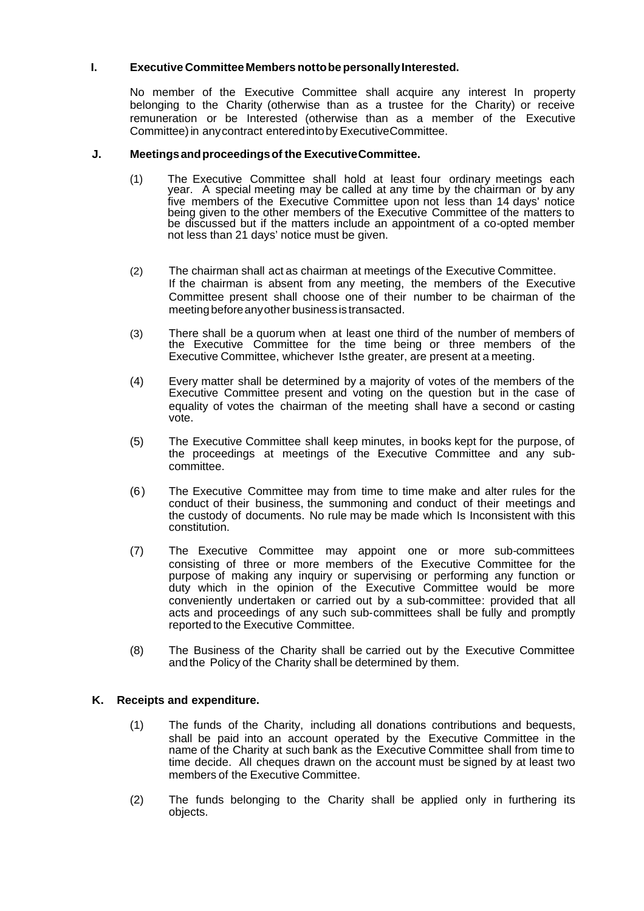## I. Executive Committee Members not to be personally Interested.

No member of the Executive Committee shall acquire any interest In property belonging to the Charity (otherwise than as a trustee for the Charity) or receive remuneration or be Interested (otherwise than as a member of the Executive Committee) in any contract entered into by Executive Committee.

## J. Meetings and proceedings of the Executive Committee.

(1) The Executive Committee shall hold at least four ordinary meetings each year. A special meeting may be called at any time by the chairman or by any five members of the Executive Committee upon not less than 14 days' notice being given to the other members of the Executive Committee of the matters to be discussed but if the matters include an appointment of a co-opted member not less than 21 days' notice must be given.

(2) The chairman shall act as chairman at meetings of the Executive Committee. If the chairman is absent from any meeting, the members of the Executive Committee present shall choose one of their number to be chairman of the meeting before any other business is transacted.

(3) There shall be a quorum when at least one third of the number of members of the Executive Committee for the time being or three members of the Executive Committee, whichever Is the greater, are present at a meeting.

(4) Every matter shall be determined by a majority of votes of the members of the Executive Committee present and voting on the question but in the case of equality of votes the chairman of the meeting shall have a second or casting vote.

(5) The Executive Committee shall keep minutes, in books kept for the purpose, of the proceedings at meetings of the Executive Committee and any sub-committee.

(6) The Executive Committee may from time to time make and alter rules for the conduct of their business, the summoning and conduct of their meetings and the custody of documents. No rule may be made which Is Inconsistent with this constitution.

(7) The Executive Committee may appoint one or more sub-committees consisting of three or more members of the Executive Committee for the purpose of making any inquiry or supervising or performing any function or duty which in the opinion of the Executive Committee would be more conveniently undertaken or carried out by a sub-committee: provided that all acts and proceedings of any such sub-committees shall be fully and promptly reported to the Executive Committee.

(8) The Business of the Charity shall be carried out by the Executive Committee and the Policy of the Charity shall be determined by them.

## K. Receipts and expenditure.

(1) The funds of the Charity, including all donations contributions and bequests, shall be paid into an account operated by the Executive Committee in the name of the Charity at such bank as the Executive Committee shall from time to time decide. All cheques drawn on the account must be signed by at least two members of the Executive Committee.

(2) The funds belonging to the Charity shall be applied only in furthering its objects.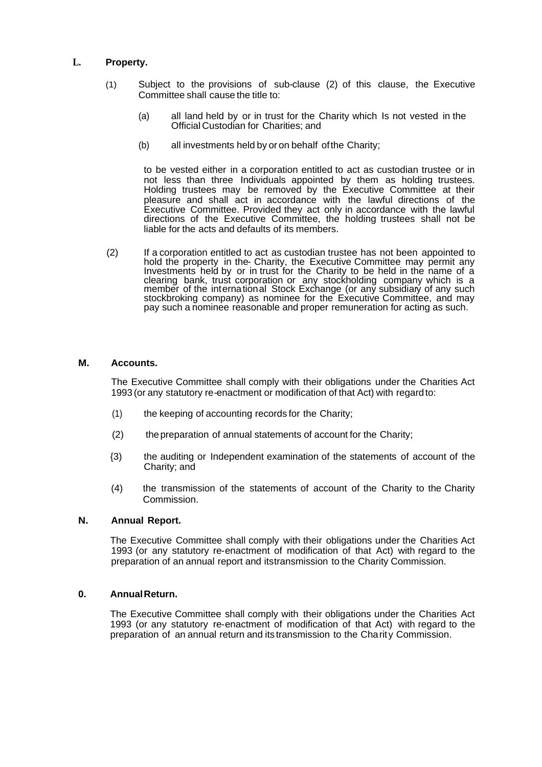**L. Property.**

(1) Subject to the provisions of sub-clause (2) of this clause, the Executive Committee shall cause the title to:

(a) all land held by or in trust for the Charity which Is not vested in the Official Custodian for Charities; and

(b) all investments held by or on behalf of the Charity;

to be vested either in a corporation entitled to act as custodian trustee or in not less than three Individuals appointed by them as holding trustees. Holding trustees may be removed by the Executive Committee at their pleasure and shall act in accordance with the lawful directions of the Executive Committee. Provided they act only in accordance with the lawful directions of the Executive Committee, the holding trustees shall not be liable for the acts and defaults of its members.

(2) If a corporation entitled to act as custodian trustee has not been appointed to hold the property in the- Charity, the Executive Committee may permit any Investments held by or in trust for the Charity to be held in the name of a clearing bank, trust corporation or any stockholding company which is a member of the international Stock Exchange (or any subsidiary of any such stockbroking company) as nominee for the Executive Committee, and may pay such a nominee reasonable and proper remuneration for acting as such.

**M. Accounts.**

The Executive Committee shall comply with their obligations under the Charities Act 1993 (or any statutory re-enactment or modification of that Act) with regard to:

(1) the keeping of accounting records for the Charity;

(2) the preparation of annual statements of account for the Charity;

{3) the auditing or Independent examination of the statements of account of the Charity; and

(4) the transmission of the statements of account of the Charity to the Charity Commission.

**N. Annual Report.**

The Executive Committee shall comply with their obligations under the Charities Act 1993 (or any statutory re-enactment of modification of that Act) with regard to the preparation of an annual report and its transmission to the Charity Commission.

**0. Annual Return.**

The Executive Committee shall comply with their obligations under the Charities Act 1993 (or any statutory re-enactment of modification of that Act) with regard to the preparation of an annual return and its transmission to the Charity Commission.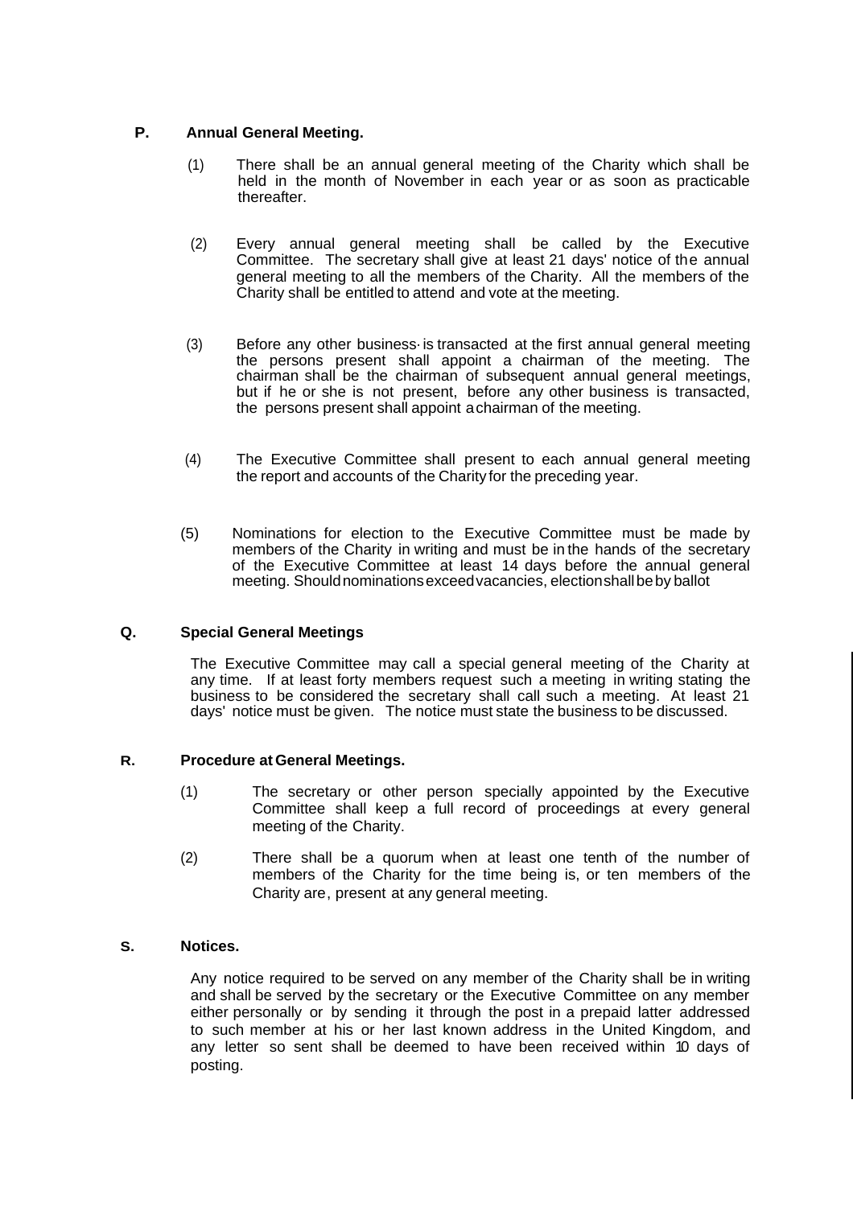## P. Annual General Meeting.

(1) There shall be an annual general meeting of the Charity which shall be held in the month of November in each year or as soon as practicable thereafter.

(2) Every annual general meeting shall be called by the Executive Committee. The secretary shall give at least 21 days' notice of the annual general meeting to all the members of the Charity. All the members of the Charity shall be entitled to attend and vote at the meeting.

(3) Before any other business is transacted at the first annual general meeting the persons present shall appoint a chairman of the meeting. The chairman shall be the chairman of subsequent annual general meetings, but if he or she is not present, before any other business is transacted, the persons present shall appoint a chairman of the meeting.

(4) The Executive Committee shall present to each annual general meeting the report and accounts of the Charity for the preceding year.

(5) Nominations for election to the Executive Committee must be made by members of the Charity in writing and must be in the hands of the secretary of the Executive Committee at least 14 days before the annual general meeting. Should nominations exceed vacancies, election shall be by ballot

## Q. Special General Meetings

The Executive Committee may call a special general meeting of the Charity at any time. If at least forty members request such a meeting in writing stating the business to be considered the secretary shall call such a meeting. At least 21 days' notice must be given. The notice must state the business to be discussed.

## R. Procedure at General Meetings.

(1) The secretary or other person specially appointed by the Executive Committee shall keep a full record of proceedings at every general meeting of the Charity.

(2) There shall be a quorum when at least one tenth of the number of members of the Charity for the time being is, or ten members of the Charity are, present at any general meeting.

## S. Notices.

Any notice required to be served on any member of the Charity shall be in writing and shall be served by the secretary or the Executive Committee on any member either personally or by sending it through the post in a prepaid latter addressed to such member at his or her last known address in the United Kingdom, and any letter so sent shall be deemed to have been received within 10 days of posting.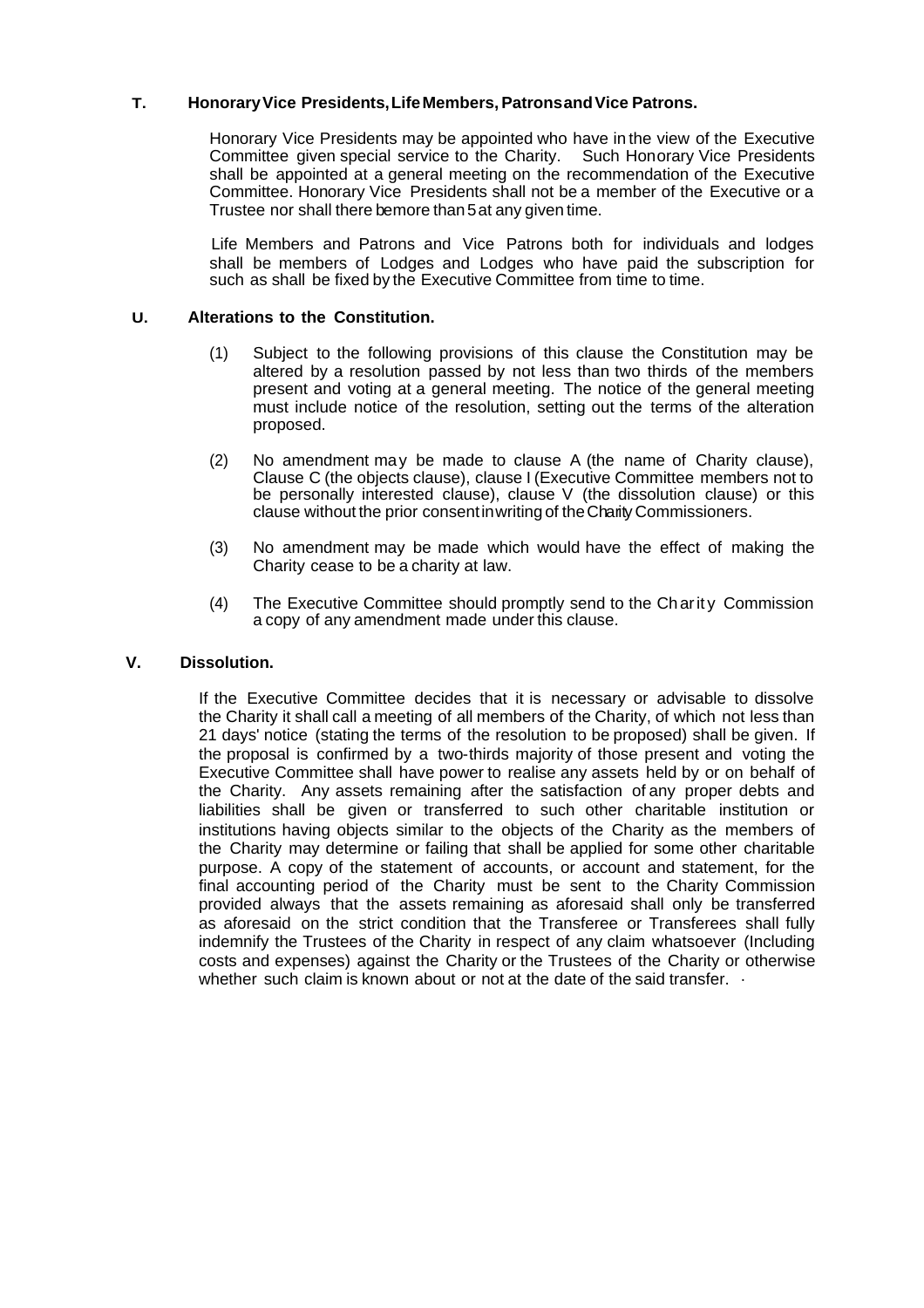## T. Honorary Vice Presidents, Life Members, Patrons and Vice Patrons.

Honorary Vice Presidents may be appointed who have in the view of the Executive Committee given special service to the Charity. Such Honorary Vice Presidents shall be appointed at a general meeting on the recommendation of the Executive Committee. Honorary Vice Presidents shall not be a member of the Executive or a Trustee nor shall there be more than 5 at any given time.

Life Members and Patrons and Vice Patrons both for individuals and lodges shall be members of Lodges and Lodges who have paid the subscription for such as shall be fixed by the Executive Committee from time to time.

## U. Alterations to the Constitution.

(1) Subject to the following provisions of this clause the Constitution may be altered by a resolution passed by not less than two thirds of the members present and voting at a general meeting. The notice of the general meeting must include notice of the resolution, setting out the terms of the alteration proposed.

(2) No amendment may be made to clause A (the name of Charity clause), Clause C (the objects clause), clause I (Executive Committee members not to be personally interested clause), clause V (the dissolution clause) or this clause without the prior consent in writing of the Charity Commissioners.

(3) No amendment may be made which would have the effect of making the Charity cease to be a charity at law.

(4) The Executive Committee should promptly send to the Charity Commission a copy of any amendment made under this clause.

## V. Dissolution.

If the Executive Committee decides that it is necessary or advisable to dissolve the Charity it shall call a meeting of all members of the Charity, of which not less than 21 days' notice (stating the terms of the resolution to be proposed) shall be given. If the proposal is confirmed by a two-thirds majority of those present and voting the Executive Committee shall have power to realise any assets held by or on behalf of the Charity. Any assets remaining after the satisfaction of any proper debts and liabilities shall be given or transferred to such other charitable institution or institutions having objects similar to the objects of the Charity as the members of the Charity may determine or failing that shall be applied for some other charitable purpose. A copy of the statement of accounts, or account and statement, for the final accounting period of the Charity must be sent to the Charity Commission provided always that the assets remaining as aforesaid shall only be transferred as aforesaid on the strict condition that the Transferee or Transferees shall fully indemnify the Trustees of the Charity in respect of any claim whatsoever (Including costs and expenses) against the Charity or the Trustees of the Charity or otherwise whether such claim is known about or not at the date of the said transfer.